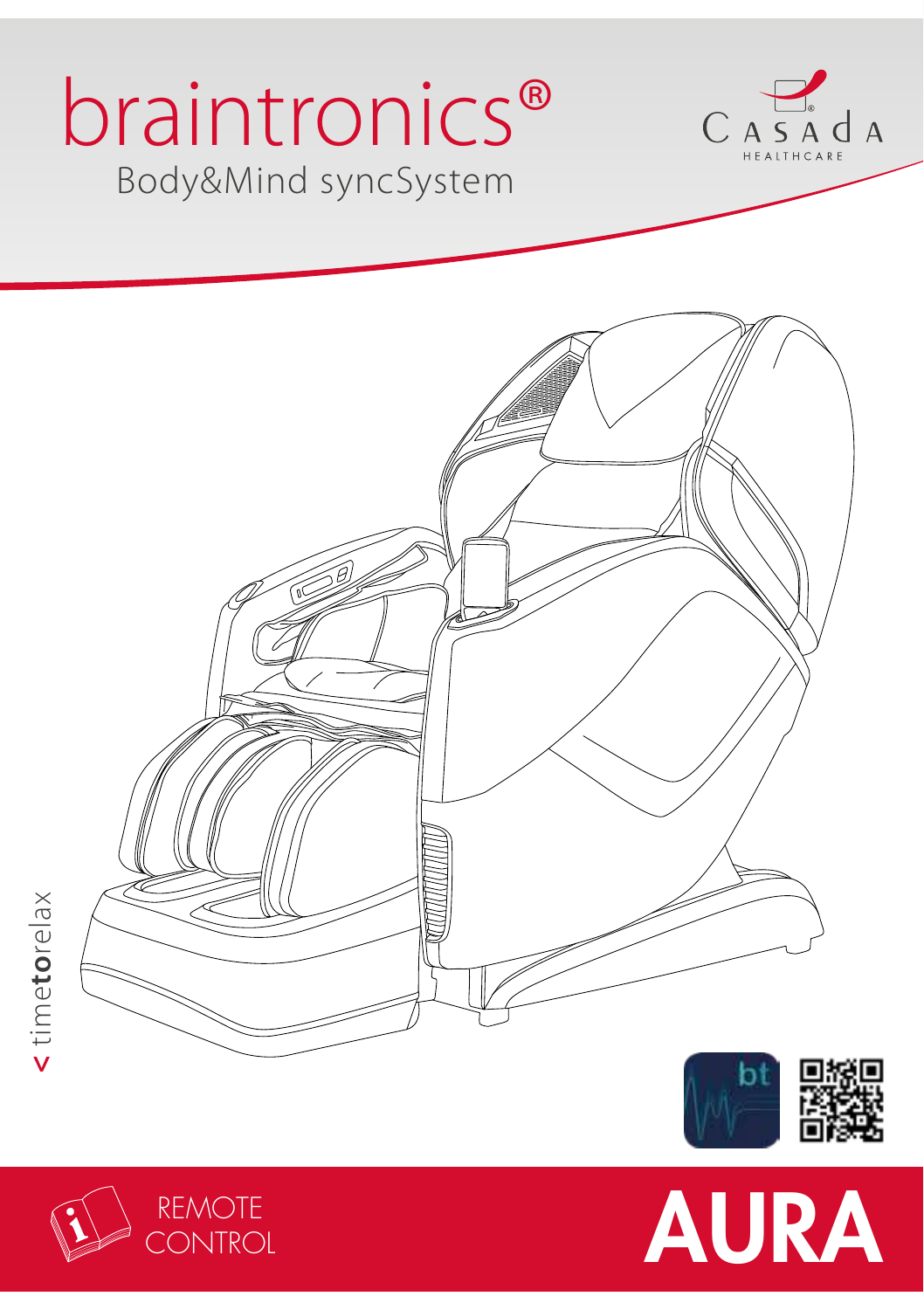# braintronics®

Body&Mind syncSystem

CASAdA HEALTHCARE

< time**to**relax

REMOTE CONTROL

# AURA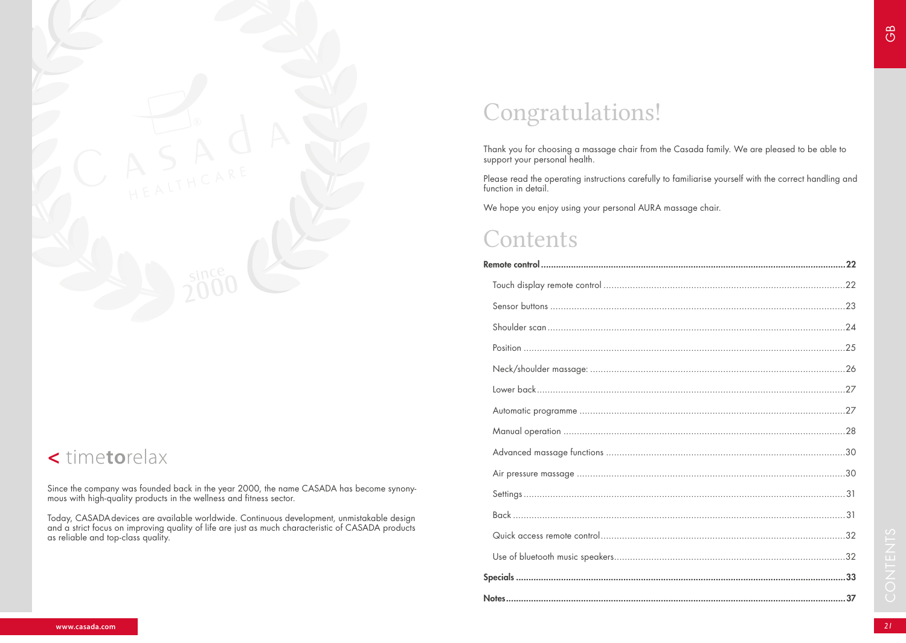## < timetorelax

Since the company was founded back in the year 2000, the name CASADA has become synonymous with high-quality products in the wellness and fitness sector.

Today, CASADA devices are available worldwide. Continuous development, unmistakable design and a strict focus on improving quality of life are just as much characteristic of CASADA products as reliable and top-class quality.

# Congratulations!

Thank you for choosing a massage chair from the Casada family. We are pleased to be able to support your personal health.

Please read the operating instructions carefully to familiarise yourself with the correct handling and function in detail.

We hope you enjoy using your personal AURA massage chair.

# Contents

**Remote control ........................................ 22**

- Touch display remote control ........................................ 22
- Sensor buttons ........................................ 23
- Shoulder scan ........................................ 24
- Position ........................................ 25
- Neck/shoulder massage: ........................................ 26
- Lower back ........................................ 27
- Automatic programme ........................................ 27
- Manual operation ........................................ 28
- Advanced massage functions ........................................ 30
- Air pressure massage ........................................ 30
- Settings ........................................ 31
- Back ........................................ 31
- Quick access remote control ........................................ 32
- Use of bluetooth music speakers ........................................ 32

**Specials ........................................ 33**

**Notes ........................................ 37**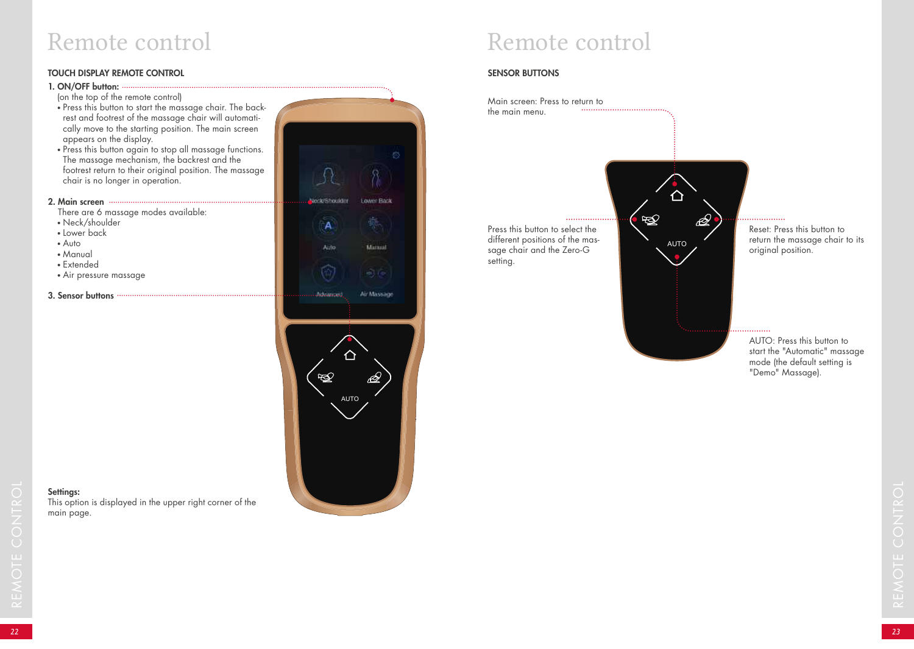# Remote control

## TOUCH DISPLAY REMOTE CONTROL

**1. ON/OFF button:**

(on the top of the remote control)

- Press this button to start the massage chair. The backrest and footrest of the massage chair will automatically move to the starting position. The main screen appears on the display.
- Press this button again to stop all massage functions. The massage mechanism, the backrest and the footrest return to their original position. The massage chair is no longer in operation.

**2. Main screen**

There are 6 massage modes available:

- Neck/shoulder
- Lower back
- Auto
- Manual
- Extended
- Air pressure massage

**3. Sensor buttons**

**Settings:**

This option is displayed in the upper right corner of the main page.

# Remote control

## SENSOR BUTTONS

Main screen: Press to return to the main menu.

Press this button to select the different positions of the massage chair and the Zero-G setting.

Reset: Press this button to return the massage chair to its original position.

AUTO: Press this button to start the "Automatic" massage mode (the default setting is "Demo" Massage).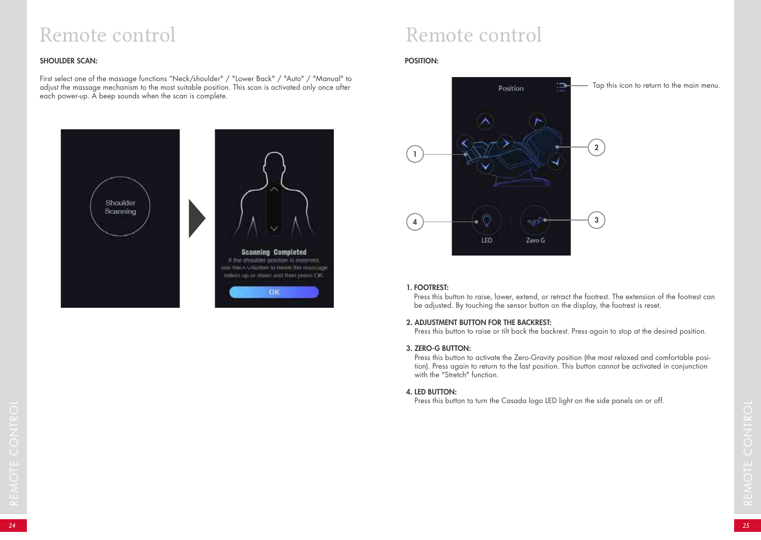# Remote control

**SHOULDER SCAN:**

First select one of the massage functions "Neck/shoulder" / "Lower Back" / "Auto" / "Manual" to adjust the massage mechanism to the most suitable position. This scan is activated only once after each power-up. A beep sounds when the scan is complete.

# Remote control

**POSITION:**

Tap this icon to return to the main menu.

**1. FOOTREST:**
Press this button to raise, lower, extend, or retract the footrest. The extension of the footrest can be adjusted. By touching the sensor button on the display, the footrest is reset.

**2. ADJUSTMENT BUTTON FOR THE BACKREST:**
Press this button to raise or tilt back the backrest. Press again to stop at the desired position.

**3. ZERO-G BUTTON:**
Press this button to activate the Zero-Gravity position (the most relaxed and comfortable position). Press again to return to the last position. This button cannot be activated in conjunction with the "Stretch" function.

**4. LED BUTTON:**
Press this button to turn the Casada logo LED light on the side panels on or off.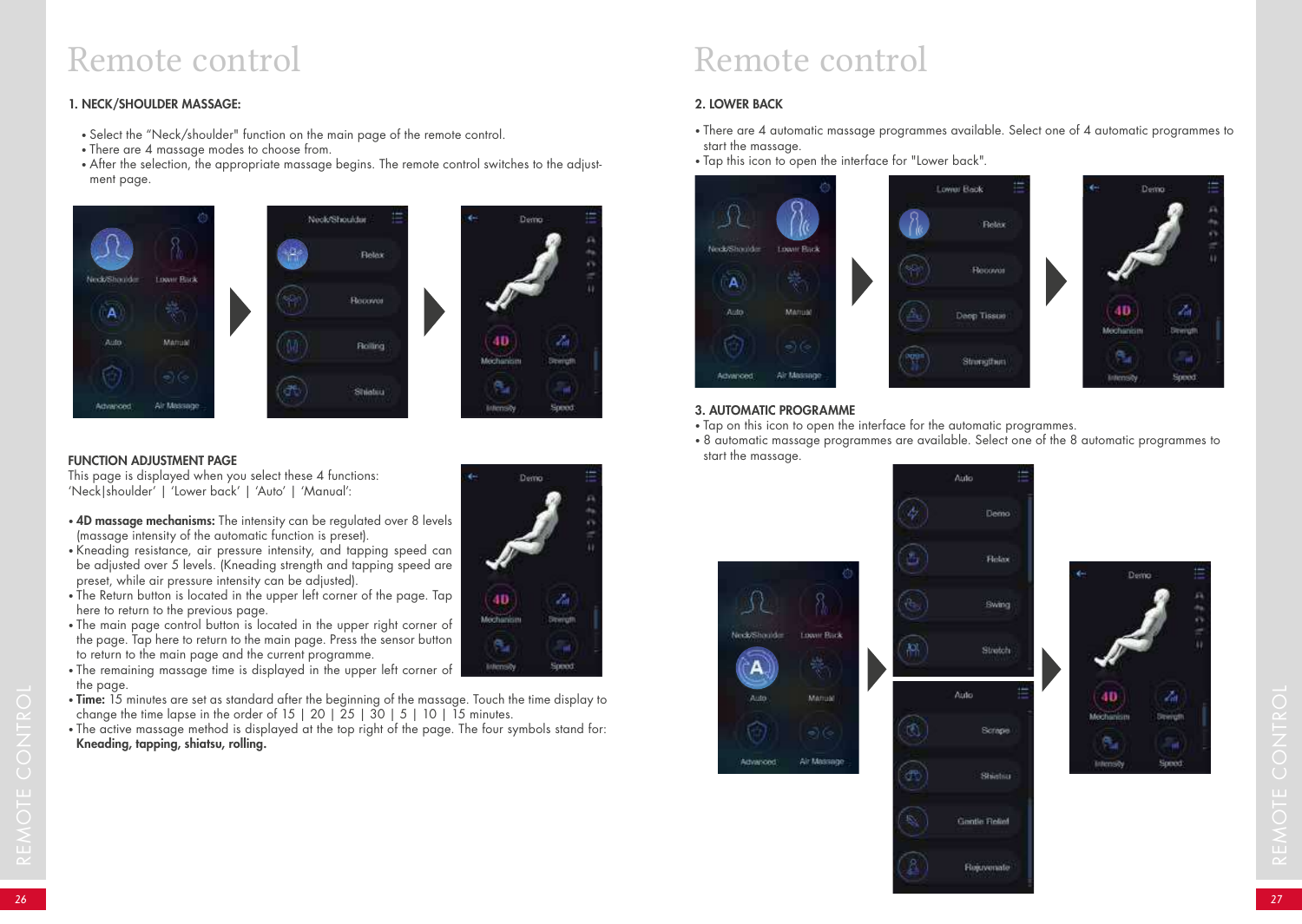# Remote control

## 1. NECK/SHOULDER MASSAGE:

- Select the "Neck/shoulder" function on the main page of the remote control.
- There are 4 massage modes to choose from.
- After the selection, the appropriate massage begins. The remote control switches to the adjustment page.

### FUNCTION ADJUSTMENT PAGE

This page is displayed when you select these 4 functions:
'Neck|shoulder' | 'Lower back' | 'Auto' | 'Manual':

- **4D massage mechanisms:** The intensity can be regulated over 8 levels (massage intensity of the automatic function is preset).
- Kneading resistance, air pressure intensity, and tapping speed can be adjusted over 5 levels. (Kneading strength and tapping speed are preset, while air pressure intensity can be adjusted).
- The Return button is located in the upper left corner of the page. Tap here to return to the previous page.
- The main page control button is located in the upper right corner of the page. Tap here to return to the main page. Press the sensor button to return to the main page and the current programme.
- The remaining massage time is displayed in the upper left corner of the page.
- **Time:** 15 minutes are set as standard after the beginning of the massage. Touch the time display to change the time lapse in the order of 15 | 20 | 25 | 30 | 5 | 10 | 15 minutes.
- The active massage method is displayed at the top right of the page. The four symbols stand for: **Kneading, tapping, shiatsu, rolling.**

# Remote control

## 2. LOWER BACK

- There are 4 automatic massage programmes available. Select one of 4 automatic programmes to start the massage.
- Tap this icon to open the interface for "Lower back".

## 3. AUTOMATIC PROGRAMME

- Tap on this icon to open the interface for the automatic programmes.
- 8 automatic massage programmes are available. Select one of the 8 automatic programmes to start the massage.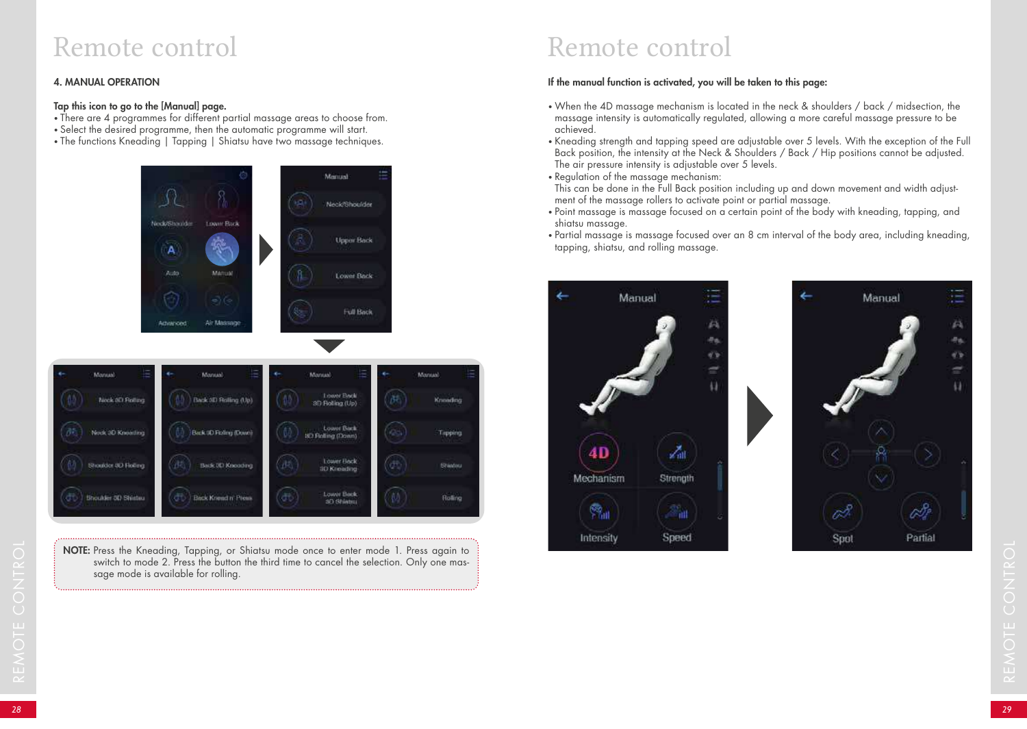# Remote control

## 4. MANUAL OPERATION

**Tap this icon to go to the [Manual] page.**

- There are 4 programmes for different partial massage areas to choose from.
- Select the desired programme, then the automatic programme will start.
- The functions Kneading | Tapping | Shiatsu have two massage techniques.

**NOTE:** Press the Kneading, Tapping, or Shiatsu mode once to enter mode 1. Press again to switch to mode 2. Press the button the third time to cancel the selection. Only one massage mode is available for rolling.

# Remote control

**If the manual function is activated, you will be taken to this page:**

- When the 4D massage mechanism is located in the neck & shoulders / back / midsection, the massage intensity is automatically regulated, allowing a more careful massage pressure to be achieved.
- Kneading strength and tapping speed are adjustable over 5 levels. With the exception of the Full Back position, the intensity at the Neck & Shoulders / Back / Hip positions cannot be adjusted. The air pressure intensity is adjustable over 5 levels.
- Regulation of the massage mechanism:
  This can be done in the Full Back position including up and down movement and width adjustment of the massage rollers to activate point or partial massage.
- Point massage is massage focused on a certain point of the body with kneading, tapping, and shiatsu massage.
- Partial massage is massage focused over an 8 cm interval of the body area, including kneading, tapping, shiatsu, and rolling massage.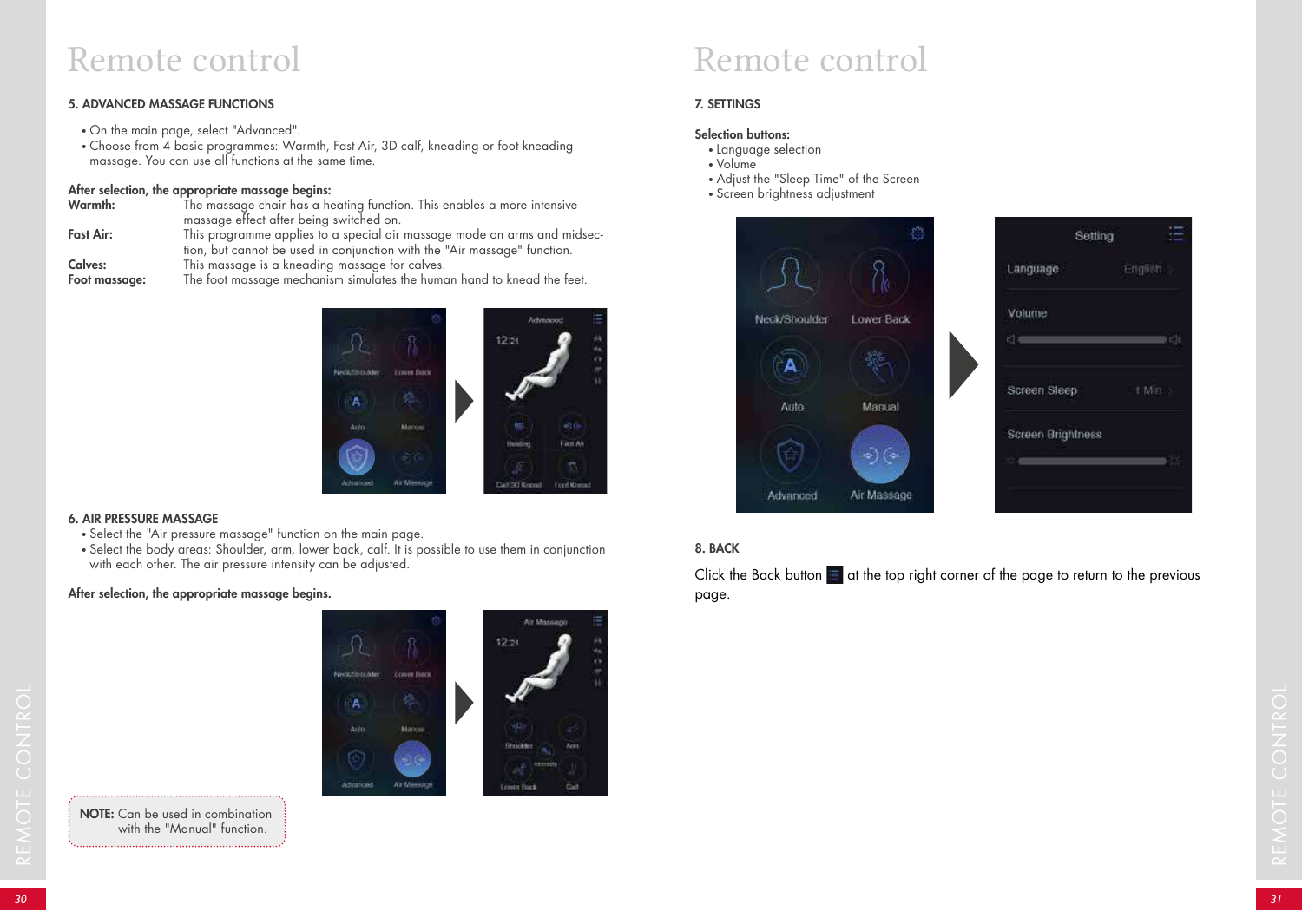# Remote control

### 5. ADVANCED MASSAGE FUNCTIONS

- On the main page, select "Advanced".
- Choose from 4 basic programmes: Warmth, Fast Air, 3D calf, kneading or foot kneading massage. You can use all functions at the same time.

**After selection, the appropriate massage begins:**

**Warmth:** The massage chair has a heating function. This enables a more intensive massage effect after being switched on.

**Fast Air:** This programme applies to a special air massage mode on arms and midsection, but cannot be used in conjunction with the "Air massage" function.

**Calves:** This massage is a kneading massage for calves.

**Foot massage:** The foot massage mechanism simulates the human hand to knead the feet.

### 6. AIR PRESSURE MASSAGE

- Select the "Air pressure massage" function on the main page.
- Select the body areas: Shoulder, arm, lower back, calf. It is possible to use them in conjunction with each other. The air pressure intensity can be adjusted.

**After selection, the appropriate massage begins.**

**NOTE:** Can be used in combination with the "Manual" function.

# Remote control

### 7. SETTINGS

**Selection buttons:**

- Language selection
- Volume
- Adjust the "Sleep Time" of the Screen
- Screen brightness adjustment

### 8. BACK

Click the Back button at the top right corner of the page to return to the previous page.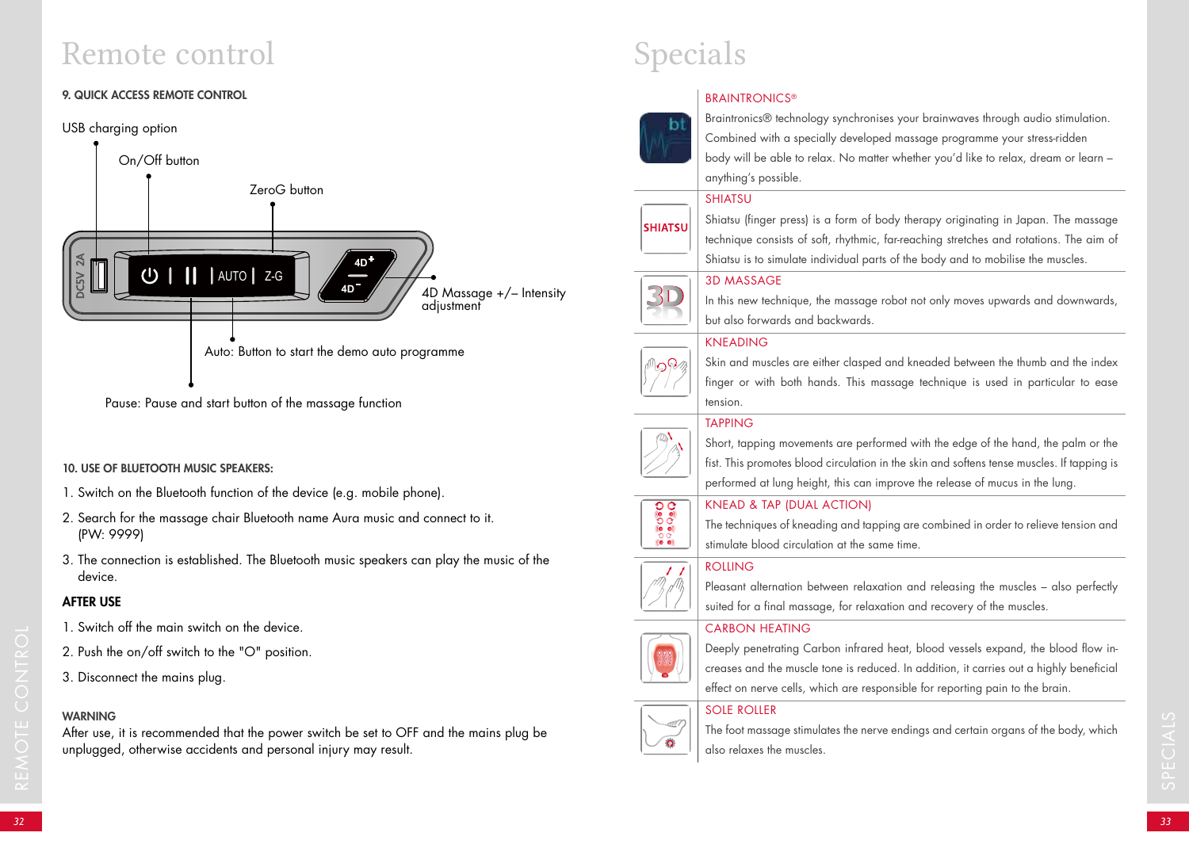# Remote control

**9. QUICK ACCESS REMOTE CONTROL**

USB charging option

On/Off button

ZeroG button

4D Massage +/– Intensity adjustment

Auto: Button to start the demo auto programme

Pause: Pause and start button of the massage function

**10. USE OF BLUETOOTH MUSIC SPEAKERS:**

1. Switch on the Bluetooth function of the device (e.g. mobile phone).
2. Search for the massage chair Bluetooth name Aura music and connect to it. (PW: 9999)
3. The connection is established. The Bluetooth music speakers can play the music of the device.

**AFTER USE**

1. Switch off the main switch on the device.
2. Push the on/off switch to the "O" position.
3. Disconnect the mains plug.

**WARNING**

After use, it is recommended that the power switch be set to OFF and the mains plug be unplugged, otherwise accidents and personal injury may result.

# Specials

## BRAINTRONICS®

Braintronics® technology synchronises your brainwaves through audio stimulation. Combined with a specially developed massage programme your stress-ridden body will be able to relax. No matter whether you'd like to relax, dream or learn – anything's possible.

## SHIATSU

Shiatsu (finger press) is a form of body therapy originating in Japan. The massage technique consists of soft, rhythmic, far-reaching stretches and rotations. The aim of Shiatsu is to simulate individual parts of the body and to mobilise the muscles.

## 3D MASSAGE

In this new technique, the massage robot not only moves upwards and downwards, but also forwards and backwards.

## KNEADING

Skin and muscles are either clasped and kneaded between the thumb and the index finger or with both hands. This massage technique is used in particular to ease tension.

## TAPPING

Short, tapping movements are performed with the edge of the hand, the palm or the fist. This promotes blood circulation in the skin and softens tense muscles. If tapping is performed at lung height, this can improve the release of mucus in the lung.

## KNEAD & TAP (DUAL ACTION)

The techniques of kneading and tapping are combined in order to relieve tension and stimulate blood circulation at the same time.

## ROLLING

Pleasant alternation between relaxation and releasing the muscles – also perfectly suited for a final massage, for relaxation and recovery of the muscles.

## CARBON HEATING

Deeply penetrating Carbon infrared heat, blood vessels expand, the blood flow increases and the muscle tone is reduced. In addition, it carries out a highly beneficial effect on nerve cells, which are responsible for reporting pain to the brain.

## SOLE ROLLER

The foot massage stimulates the nerve endings and certain organs of the body, which also relaxes the muscles.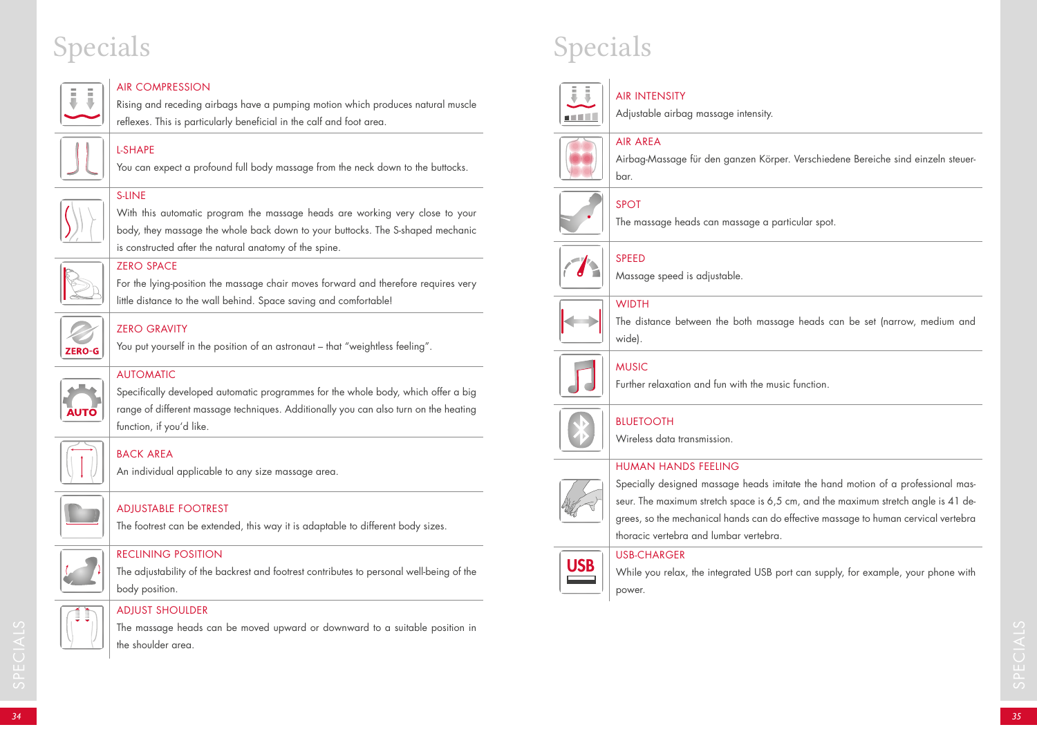# Specials

### AIR COMPRESSION

Rising and receding airbags have a pumping motion which produces natural muscle reflexes. This is particularly beneficial in the calf and foot area.

### L-SHAPE

You can expect a profound full body massage from the neck down to the buttocks.

### S-LINE

With this automatic program the massage heads are working very close to your body, they massage the whole back down to your buttocks. The S-shaped mechanic is constructed after the natural anatomy of the spine.

### ZERO SPACE

For the lying-position the massage chair moves forward and therefore requires very little distance to the wall behind. Space saving and comfortable!

### ZERO GRAVITY

You put yourself in the position of an astronaut – that "weightless feeling".

### AUTOMATIC

Specifically developed automatic programmes for the whole body, which offer a big range of different massage techniques. Additionally you can also turn on the heating function, if you'd like.

### BACK AREA

An individual applicable to any size massage area.

### ADJUSTABLE FOOTREST

The footrest can be extended, this way it is adaptable to different body sizes.

### RECLINING POSITION

The adjustability of the backrest and footrest contributes to personal well-being of the body position.

### ADJUST SHOULDER

The massage heads can be moved upward or downward to a suitable position in the shoulder area.

# Specials

### AIR INTENSITY

Adjustable airbag massage intensity.

### AIR AREA

Airbag-Massage für den ganzen Körper. Verschiedene Bereiche sind einzeln steuerbar.

### SPOT

The massage heads can massage a particular spot.

### SPEED

Massage speed is adjustable.

### WIDTH

The distance between the both massage heads can be set (narrow, medium and wide).

### MUSIC

Further relaxation and fun with the music function.

### BLUETOOTH

Wireless data transmission.

### HUMAN HANDS FEELING

Specially designed massage heads imitate the hand motion of a professional masseur. The maximum stretch space is 6,5 cm, and the maximum stretch angle is 41 degrees, so the mechanical hands can do effective massage to human cervical vertebra thoracic vertebra and lumbar vertebra.

### USB-CHARGER

While you relax, the integrated USB port can supply, for example, your phone with power.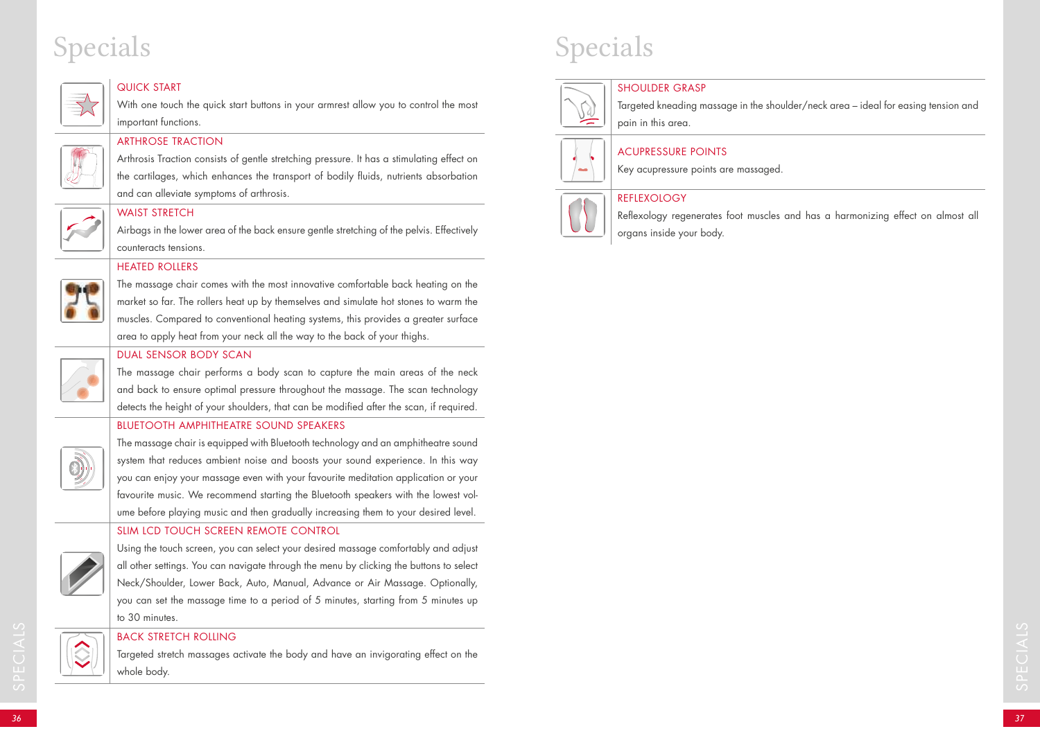# Specials

### QUICK START

With one touch the quick start buttons in your armrest allow you to control the most important functions.

### ARTHROSE TRACTION

Arthrosis Traction consists of gentle stretching pressure. It has a stimulating effect on the cartilages, which enhances the transport of bodily fluids, nutrients absorbation and can alleviate symptoms of arthrosis.

### WAIST STRETCH

Airbags in the lower area of the back ensure gentle stretching of the pelvis. Effectively counteracts tensions.

### HEATED ROLLERS

The massage chair comes with the most innovative comfortable back heating on the market so far. The rollers heat up by themselves and simulate hot stones to warm the muscles. Compared to conventional heating systems, this provides a greater surface area to apply heat from your neck all the way to the back of your thighs.

### DUAL SENSOR BODY SCAN

The massage chair performs a body scan to capture the main areas of the neck and back to ensure optimal pressure throughout the massage. The scan technology detects the height of your shoulders, that can be modified after the scan, if required.

### BLUETOOTH AMPHITHEATRE SOUND SPEAKERS

The massage chair is equipped with Bluetooth technology and an amphitheatre sound system that reduces ambient noise and boosts your sound experience. In this way you can enjoy your massage even with your favourite meditation application or your favourite music. We recommend starting the Bluetooth speakers with the lowest volume before playing music and then gradually increasing them to your desired level.

### SLIM LCD TOUCH SCREEN REMOTE CONTROL

Using the touch screen, you can select your desired massage comfortably and adjust all other settings. You can navigate through the menu by clicking the buttons to select Neck/Shoulder, Lower Back, Auto, Manual, Advance or Air Massage. Optionally, you can set the massage time to a period of 5 minutes, starting from 5 minutes up to 30 minutes.

### BACK STRETCH ROLLING

Targeted stretch massages activate the body and have an invigorating effect on the whole body.

# Specials

### SHOULDER GRASP

Targeted kneading massage in the shoulder/neck area – ideal for easing tension and pain in this area.

### ACUPRESSURE POINTS

Key acupressure points are massaged.

### REFLEXOLOGY

Reflexology regenerates foot muscles and has a harmonizing effect on almost all organs inside your body.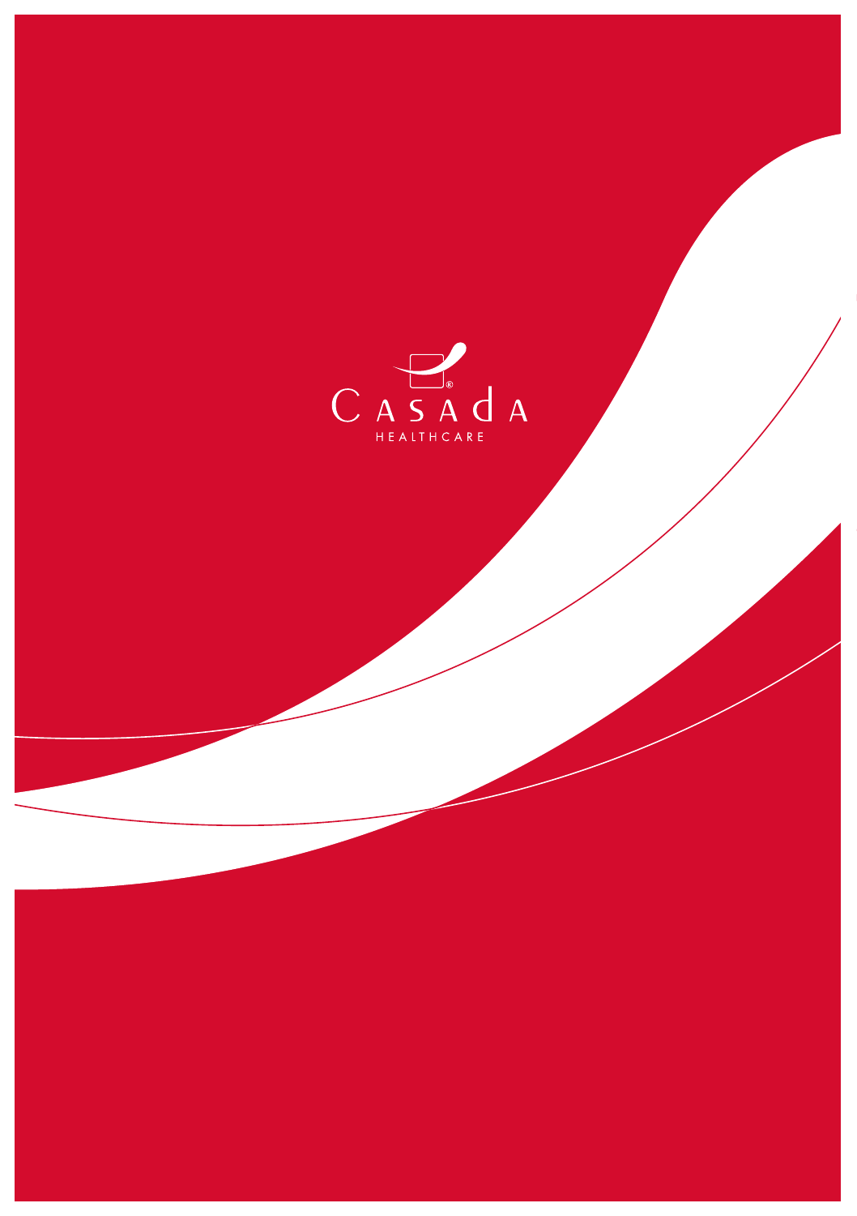CASADA

HEALTHCARE